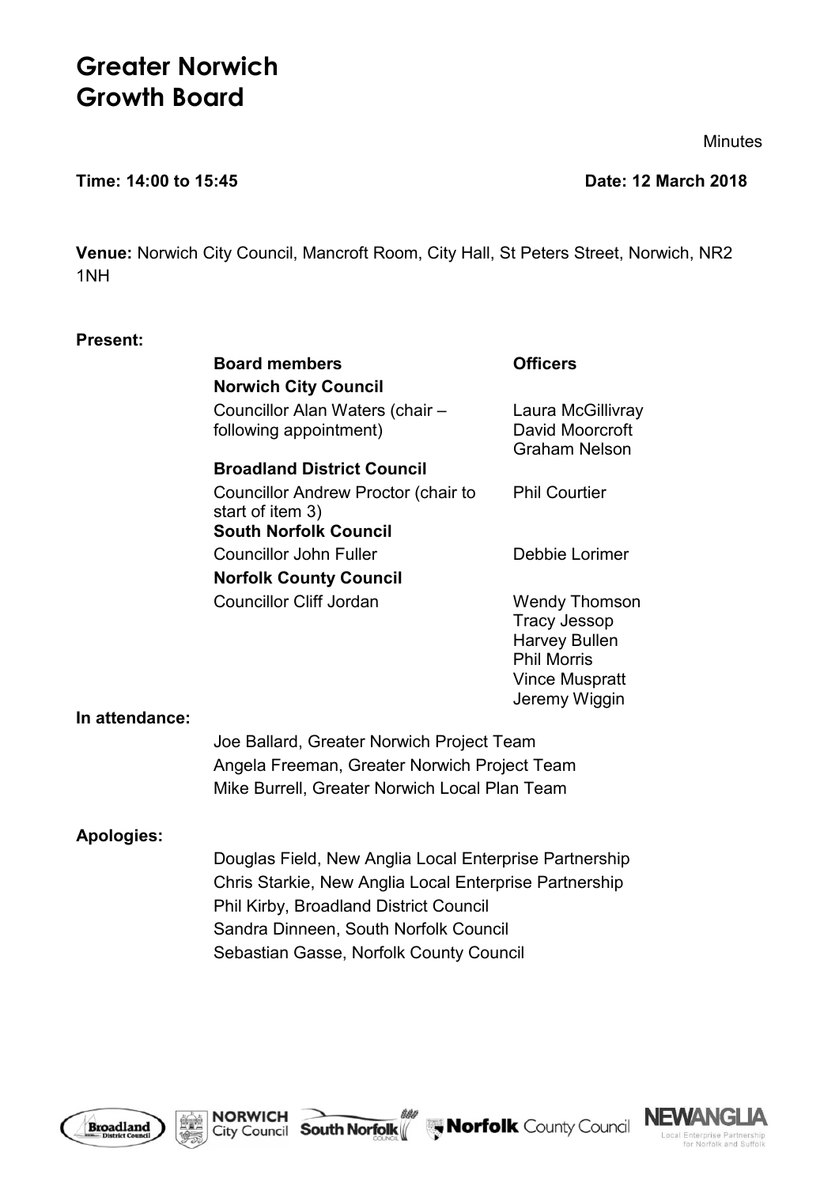# Greater Norwich Growth Board

Minutes

**Time: 14:00 to 15:45** **Date: 12 March 2018**

**Venue:** Norwich City Council, Mancroft Room, City Hall, St Peters Street, Norwich, NR2 1NH

**Present:**

| Board members | Officers |
|---|---|
| **Norwich City Council** | |
| Councillor Alan Waters (chair – following appointment) | Laura McGillivray<br>David Moorcroft<br>Graham Nelson |
| **Broadland District Council** | |
| Councillor Andrew Proctor (chair to start of item 3) | Phil Courtier |
| **South Norfolk Council** | |
| Councillor John Fuller | Debbie Lorimer |
| **Norfolk County Council** | |
| Councillor Cliff Jordan | Wendy Thomson<br>Tracy Jessop<br>Harvey Bullen<br>Phil Morris<br>Vince Muspratt<br>Jeremy Wiggin |

**In attendance:**

Joe Ballard, Greater Norwich Project Team
Angela Freeman, Greater Norwich Project Team
Mike Burrell, Greater Norwich Local Plan Team

**Apologies:**

Douglas Field, New Anglia Local Enterprise Partnership
Chris Starkie, New Anglia Local Enterprise Partnership
Phil Kirby, Broadland District Council
Sandra Dinneen, South Norfolk Council
Sebastian Gasse, Norfolk County Council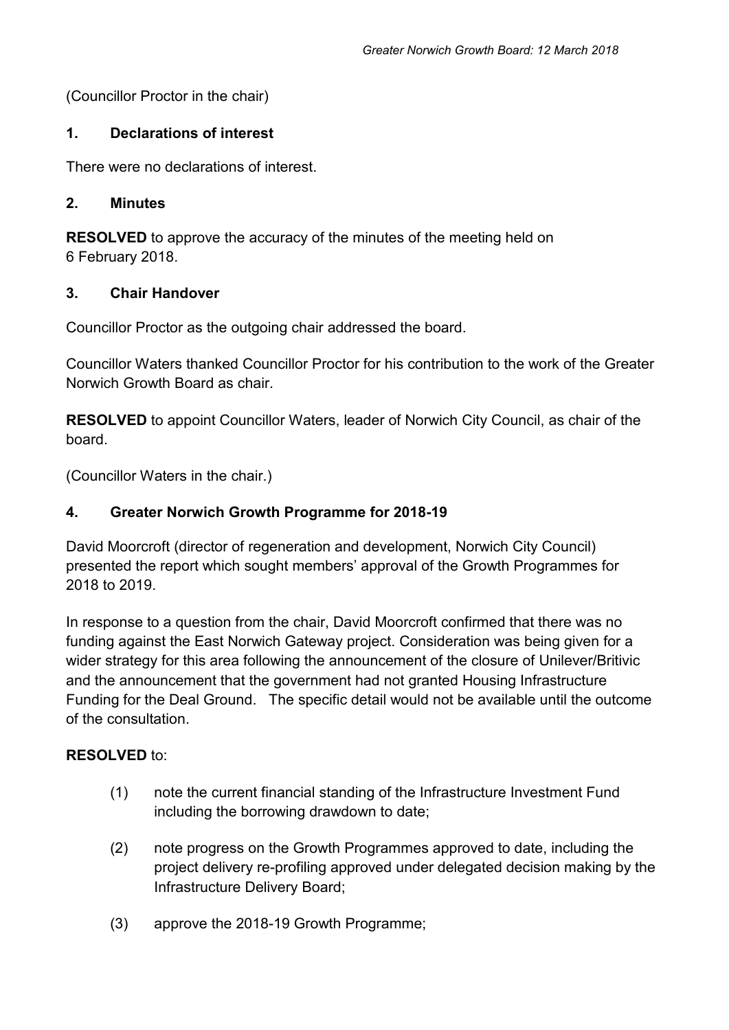(Councillor Proctor in the chair)

## 1. Declarations of interest

There were no declarations of interest.

## 2. Minutes

**RESOLVED** to approve the accuracy of the minutes of the meeting held on 6 February 2018.

## 3. Chair Handover

Councillor Proctor as the outgoing chair addressed the board.

Councillor Waters thanked Councillor Proctor for his contribution to the work of the Greater Norwich Growth Board as chair.

**RESOLVED** to appoint Councillor Waters, leader of Norwich City Council, as chair of the board.

(Councillor Waters in the chair.)

## 4. Greater Norwich Growth Programme for 2018-19

David Moorcroft (director of regeneration and development, Norwich City Council) presented the report which sought members' approval of the Growth Programmes for 2018 to 2019.

In response to a question from the chair, David Moorcroft confirmed that there was no funding against the East Norwich Gateway project. Consideration was being given for a wider strategy for this area following the announcement of the closure of Unilever/Britivic and the announcement that the government had not granted Housing Infrastructure Funding for the Deal Ground. The specific detail would not be available until the outcome of the consultation.

**RESOLVED** to:

(1) note the current financial standing of the Infrastructure Investment Fund including the borrowing drawdown to date;

(2) note progress on the Growth Programmes approved to date, including the project delivery re-profiling approved under delegated decision making by the Infrastructure Delivery Board;

(3) approve the 2018-19 Growth Programme;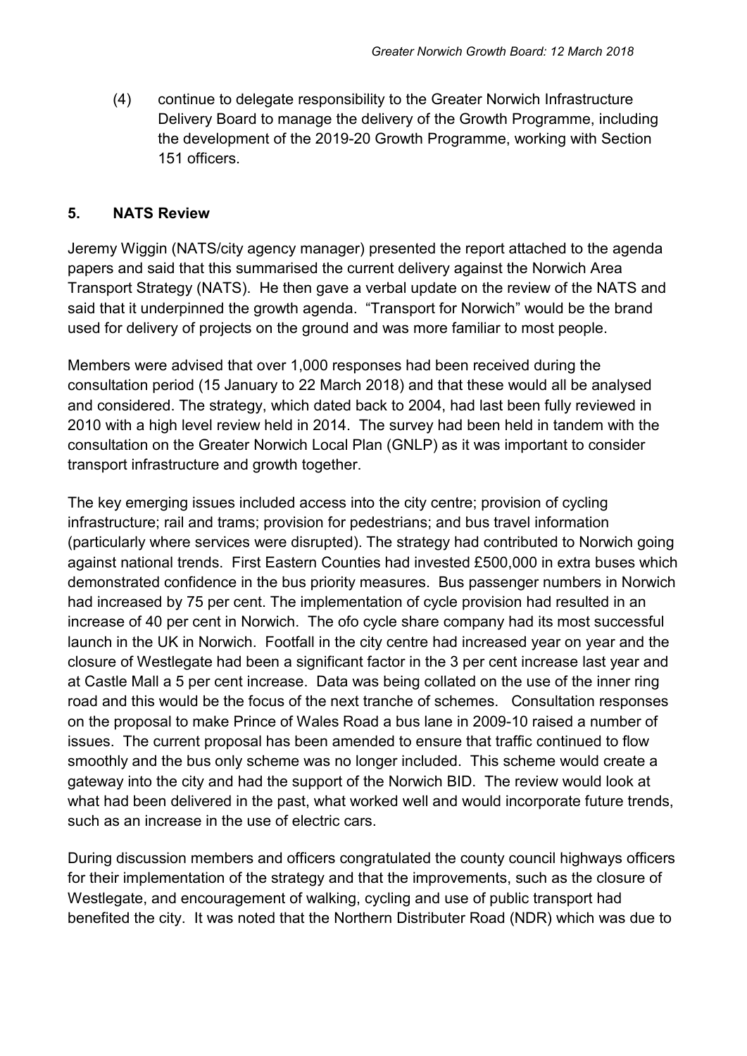(4) continue to delegate responsibility to the Greater Norwich Infrastructure Delivery Board to manage the delivery of the Growth Programme, including the development of the 2019-20 Growth Programme, working with Section 151 officers.

## 5. NATS Review

Jeremy Wiggin (NATS/city agency manager) presented the report attached to the agenda papers and said that this summarised the current delivery against the Norwich Area Transport Strategy (NATS). He then gave a verbal update on the review of the NATS and said that it underpinned the growth agenda. "Transport for Norwich" would be the brand used for delivery of projects on the ground and was more familiar to most people.

Members were advised that over 1,000 responses had been received during the consultation period (15 January to 22 March 2018) and that these would all be analysed and considered. The strategy, which dated back to 2004, had last been fully reviewed in 2010 with a high level review held in 2014. The survey had been held in tandem with the consultation on the Greater Norwich Local Plan (GNLP) as it was important to consider transport infrastructure and growth together.

The key emerging issues included access into the city centre; provision of cycling infrastructure; rail and trams; provision for pedestrians; and bus travel information (particularly where services were disrupted). The strategy had contributed to Norwich going against national trends. First Eastern Counties had invested £500,000 in extra buses which demonstrated confidence in the bus priority measures. Bus passenger numbers in Norwich had increased by 75 per cent. The implementation of cycle provision had resulted in an increase of 40 per cent in Norwich. The ofo cycle share company had its most successful launch in the UK in Norwich. Footfall in the city centre had increased year on year and the closure of Westlegate had been a significant factor in the 3 per cent increase last year and at Castle Mall a 5 per cent increase. Data was being collated on the use of the inner ring road and this would be the focus of the next tranche of schemes. Consultation responses on the proposal to make Prince of Wales Road a bus lane in 2009-10 raised a number of issues. The current proposal has been amended to ensure that traffic continued to flow smoothly and the bus only scheme was no longer included. This scheme would create a gateway into the city and had the support of the Norwich BID. The review would look at what had been delivered in the past, what worked well and would incorporate future trends, such as an increase in the use of electric cars.

During discussion members and officers congratulated the county council highways officers for their implementation of the strategy and that the improvements, such as the closure of Westlegate, and encouragement of walking, cycling and use of public transport had benefited the city. It was noted that the Northern Distributer Road (NDR) which was due to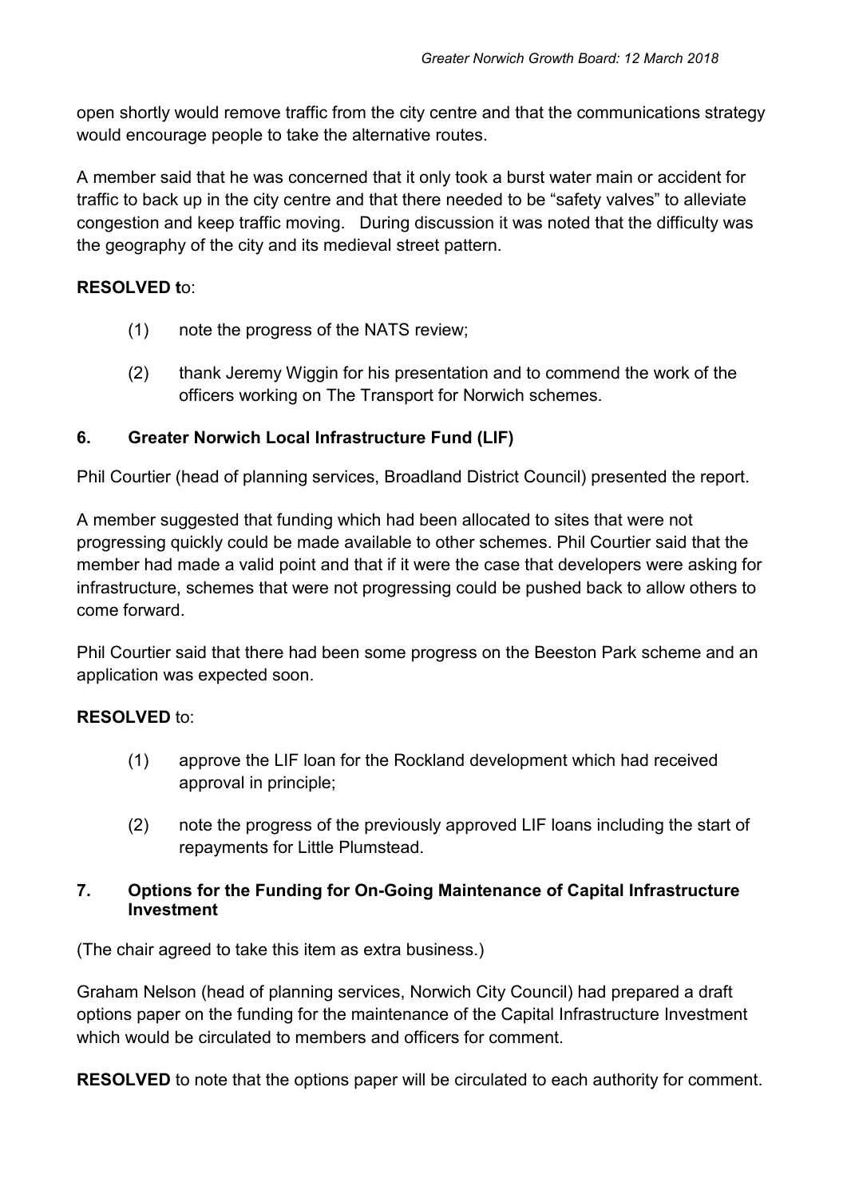open shortly would remove traffic from the city centre and that the communications strategy would encourage people to take the alternative routes.

A member said that he was concerned that it only took a burst water main or accident for traffic to back up in the city centre and that there needed to be "safety valves" to alleviate congestion and keep traffic moving. During discussion it was noted that the difficulty was the geography of the city and its medieval street pattern.

**RESOLVED t**o:

(1) note the progress of the NATS review;

(2) thank Jeremy Wiggin for his presentation and to commend the work of the officers working on The Transport for Norwich schemes.

## 6. Greater Norwich Local Infrastructure Fund (LIF)

Phil Courtier (head of planning services, Broadland District Council) presented the report.

A member suggested that funding which had been allocated to sites that were not progressing quickly could be made available to other schemes. Phil Courtier said that the member had made a valid point and that if it were the case that developers were asking for infrastructure, schemes that were not progressing could be pushed back to allow others to come forward.

Phil Courtier said that there had been some progress on the Beeston Park scheme and an application was expected soon.

**RESOLVED** to:

(1) approve the LIF loan for the Rockland development which had received approval in principle;

(2) note the progress of the previously approved LIF loans including the start of repayments for Little Plumstead.

## 7. Options for the Funding for On-Going Maintenance of Capital Infrastructure Investment

(The chair agreed to take this item as extra business.)

Graham Nelson (head of planning services, Norwich City Council) had prepared a draft options paper on the funding for the maintenance of the Capital Infrastructure Investment which would be circulated to members and officers for comment.

**RESOLVED** to note that the options paper will be circulated to each authority for comment.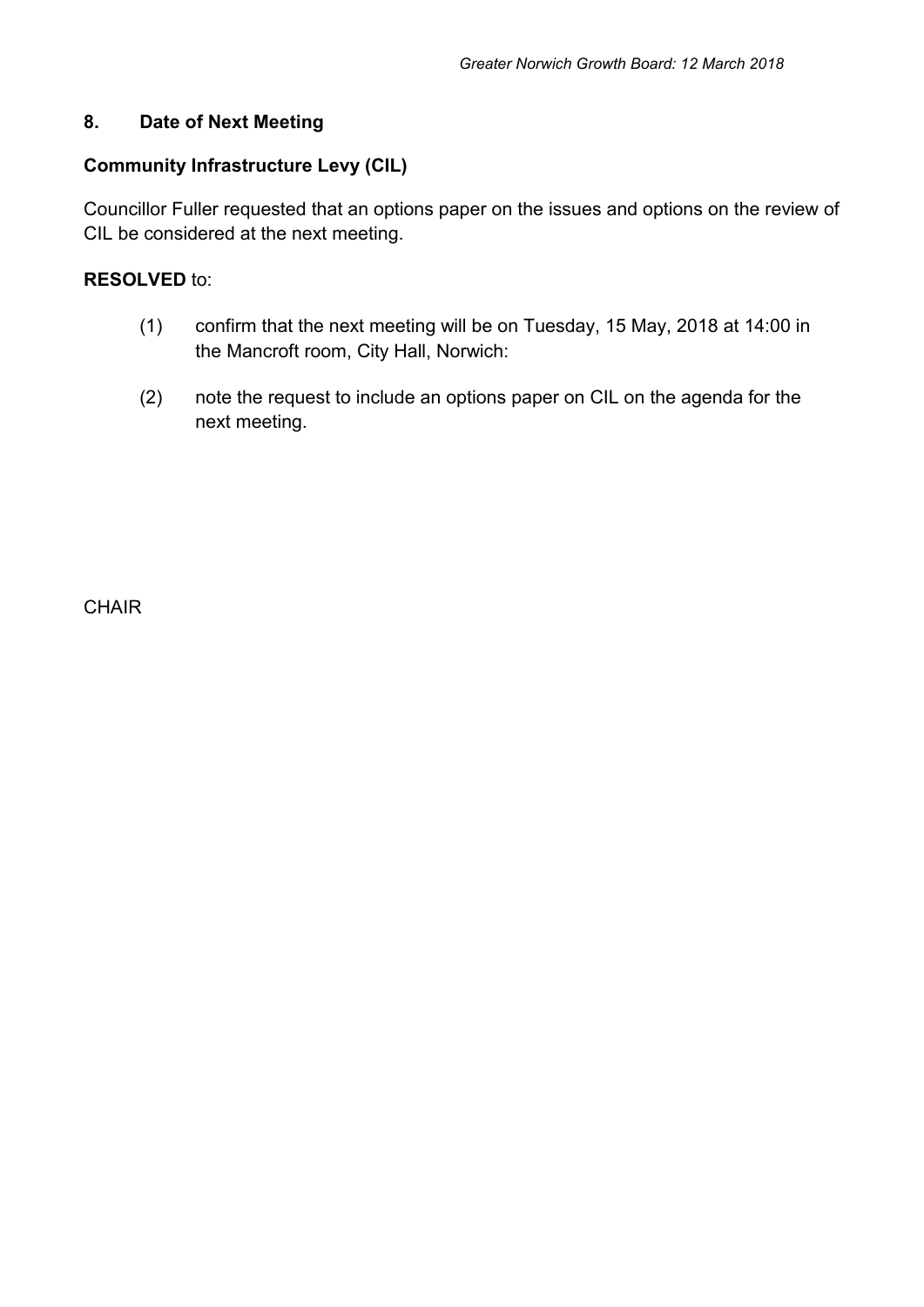## 8. Date of Next Meeting

**Community Infrastructure Levy (CIL)**

Councillor Fuller requested that an options paper on the issues and options on the review of CIL be considered at the next meeting.

**RESOLVED** to:

(1) confirm that the next meeting will be on Tuesday, 15 May, 2018 at 14:00 in the Mancroft room, City Hall, Norwich:

(2) note the request to include an options paper on CIL on the agenda for the next meeting.

CHAIR